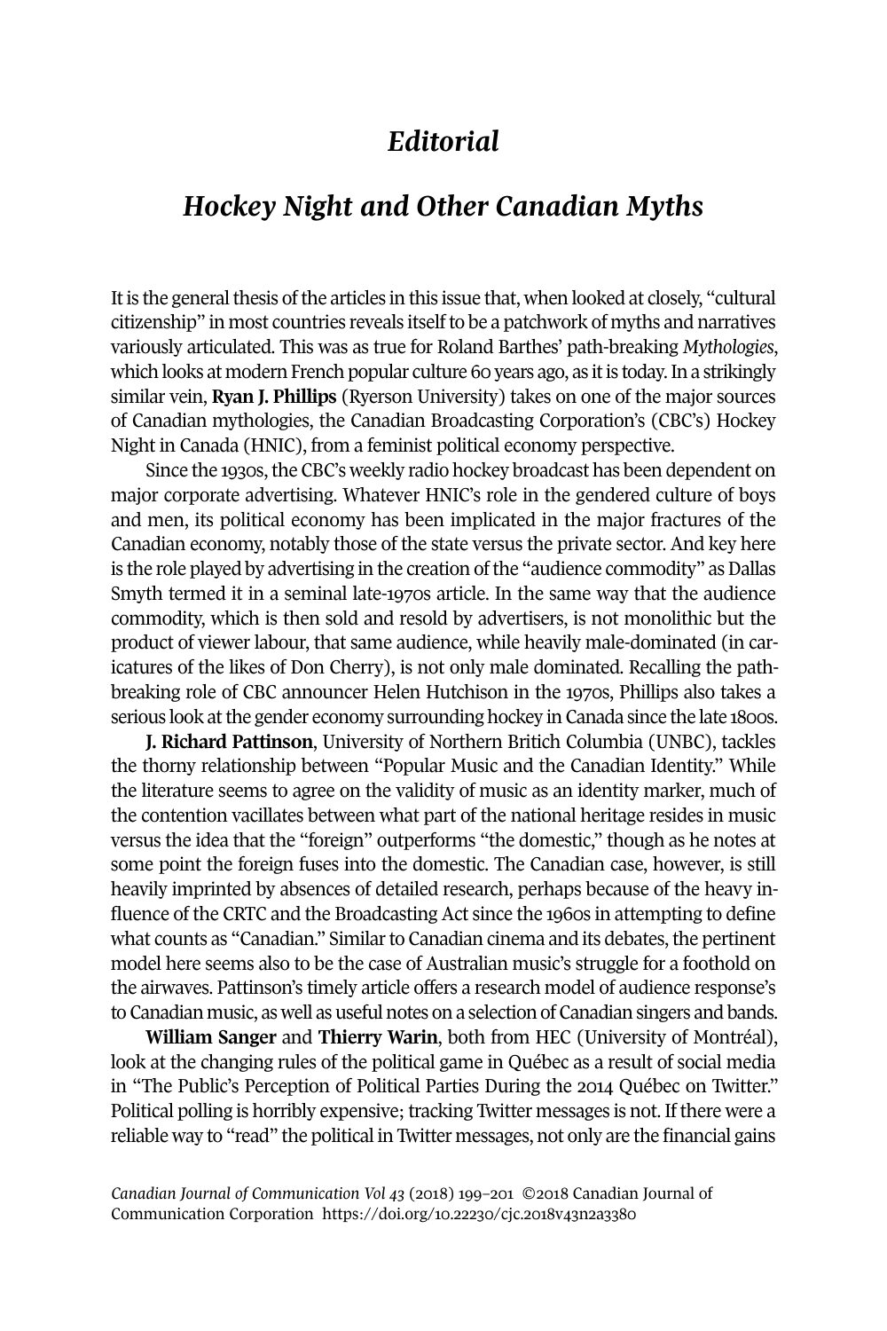# *Editorial*

## *Hockey Night and Other Canadian Myths*

It is the general thesis of the articles in this issue that, when looked at closely, "cultural citizenship" in most countries reveals itself to be a patchwork of myths and narratives variously articulated. This was as true for Roland Barthes' path-breaking *Mythologies*, which looks at modern French popular culture 60 years ago, as it is today. In a strikingly similar vein, **Ryan J. Phillips** (Ryerson University) takes on one of the major sources of Canadian mythologies, the Canadian Broadcasting Corporation's (CBC's) Hockey Night in Canada (HNIC), from a feminist political economy perspective.

Since the 1930s, the CBC's weekly radio hockey broadcast has been dependent on major corporate advertising. Whatever HNIC's role in the gendered culture of boys and men, its political economy has been implicated in the major fractures of the Canadian economy, notably those of the state versus the private sector. And key here is the role played by advertising in the creation of the "audience commodity" as Dallas Smyth termed it in a seminal late-1970s article. In the same way that the audience commodity, which is then sold and resold by advertisers, is not monolithic but the product of viewer labour, that same audience, while heavily male-dominated (in caricatures of the likes of Don Cherry), is not only male dominated. Recalling the path-breaking role of CBC announcer Helen Hutchison in the 1970s, Phillips also takes a serious look at the gender economy surrounding hockey in Canada since the late 1800s.

**J. Richard Pattinson**, University of Northern Britich Columbia (UNBC), tackles the thorny relationship between "Popular Music and the Canadian Identity." While the literature seems to agree on the validity of music as an identity marker, much of the contention vacillates between what part of the national heritage resides in music versus the idea that the "foreign" outperforms "the domestic," though as he notes at some point the foreign fuses into the domestic. The Canadian case, however, is still heavily imprinted by absences of detailed research, perhaps because of the heavy influence of the CRTC and the Broadcasting Act since the 1960s in attempting to define what counts as "Canadian." Similar to Canadian cinema and its debates, the pertinent model here seems also to be the case of Australian music's struggle for a foothold on the airwaves. Pattinson's timely article offers a research model of audience response's to Canadian music, as well as useful notes on a selection of Canadian singers and bands.

**William Sanger** and **Thierry Warin**, both from HEC (University of Montréal), look at the changing rules of the political game in Québec as a result of social media in "The Public's Perception of Political Parties During the 2014 Québec on Twitter." Political polling is horribly expensive; tracking Twitter messages is not. If there were a reliable way to "read" the political in Twitter messages, not only are the financial gains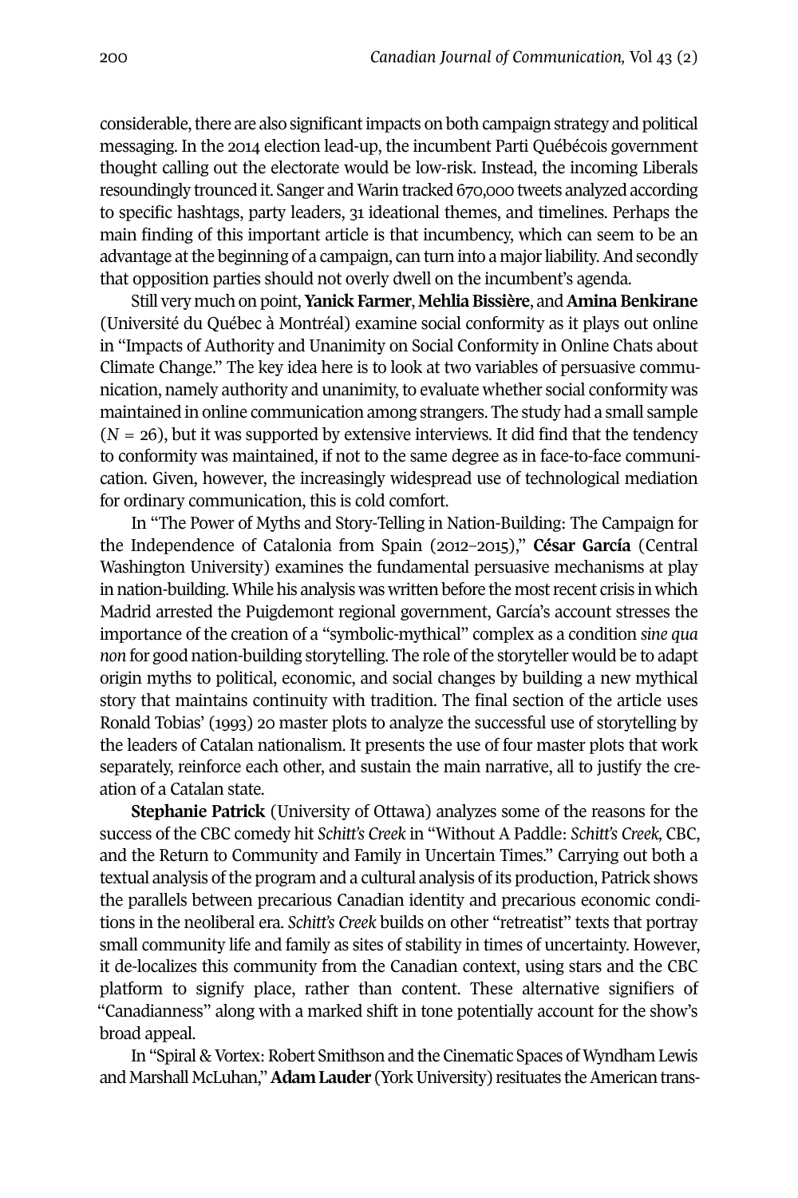considerable, there are also significant impacts on both campaign strategy and political messaging. In the 2014 election lead-up, the incumbent Parti Québécois government thought calling out the electorate would be low-risk. Instead, the incoming Liberals resoundingly trounced it. Sanger and Warin tracked 670,000 tweets analyzed according to specific hashtags, party leaders, 31 ideational themes, and timelines. Perhaps the main finding of this important article is that incumbency, which can seem to be an advantage at the beginning of a campaign, can turn into a major liability. And secondly that opposition parties should not overly dwell on the incumbent's agenda.

Still very much on point, **Yanick Farmer**, **Mehlia Bissière**, and **Amina Benkirane** (Université du Québec à Montréal) examine social conformity as it plays out online in "Impacts of Authority and Unanimity on Social Conformity in Online Chats about Climate Change." The key idea here is to look at two variables of persuasive communication, namely authority and unanimity, to evaluate whether social conformity was maintained in online communication among strangers. The study had a small sample ($N = 26$), but it was supported by extensive interviews. It did find that the tendency to conformity was maintained, if not to the same degree as in face-to-face communication. Given, however, the increasingly widespread use of technological mediation for ordinary communication, this is cold comfort.

In "The Power of Myths and Story-Telling in Nation-Building: The Campaign for the Independence of Catalonia from Spain (2012–2015)," **César García** (Central Washington University) examines the fundamental persuasive mechanisms at play in nation-building. While his analysis was written before the most recent crisis in which Madrid arrested the Puigdemont regional government, García's account stresses the importance of the creation of a "symbolic-mythical" complex as a condition *sine qua non* for good nation-building storytelling. The role of the storyteller would be to adapt origin myths to political, economic, and social changes by building a new mythical story that maintains continuity with tradition. The final section of the article uses Ronald Tobias' (1993) 20 master plots to analyze the successful use of storytelling by the leaders of Catalan nationalism. It presents the use of four master plots that work separately, reinforce each other, and sustain the main narrative, all to justify the creation of a Catalan state.

**Stephanie Patrick** (University of Ottawa) analyzes some of the reasons for the success of the CBC comedy hit *Schitt's Creek* in "Without A Paddle: *Schitt's Creek*, CBC, and the Return to Community and Family in Uncertain Times." Carrying out both a textual analysis of the program and a cultural analysis of its production, Patrick shows the parallels between precarious Canadian identity and precarious economic conditions in the neoliberal era. *Schitt's Creek* builds on other "retreatist" texts that portray small community life and family as sites of stability in times of uncertainty. However, it de-localizes this community from the Canadian context, using stars and the CBC platform to signify place, rather than content. These alternative signifiers of "Canadianness" along with a marked shift in tone potentially account for the show's broad appeal.

In "Spiral & Vortex: Robert Smithson and the Cinematic Spaces of Wyndham Lewis and Marshall McLuhan," **Adam Lauder** (York University) resituates the American trans-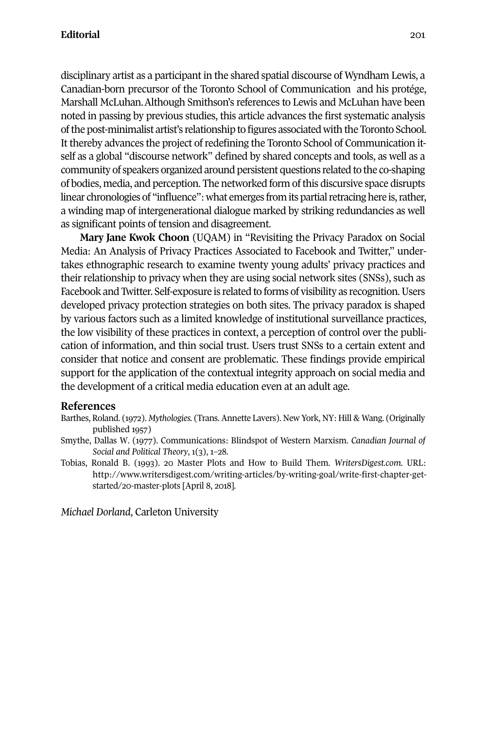disciplinary artist as a participant in the shared spatial discourse of Wyndham Lewis, a Canadian-born precursor of the Toronto School of Communication and his protége, Marshall McLuhan. Although Smithson's references to Lewis and McLuhan have been noted in passing by previous studies, this article advances the first systematic analysis of the post-minimalist artist's relationship to figures associated with the Toronto School. It thereby advances the project of redefining the Toronto School of Communication itself as a global "discourse network" defined by shared concepts and tools, as well as a community of speakers organized around persistent questions related to the co-shaping of bodies, media, and perception. The networked form of this discursive space disrupts linear chronologies of "influence": what emerges from its partial retracing here is, rather, a winding map of intergenerational dialogue marked by striking redundancies as well as significant points of tension and disagreement.

**Mary Jane Kwok Choon** (UQAM) in "Revisiting the Privacy Paradox on Social Media: An Analysis of Privacy Practices Associated to Facebook and Twitter," undertakes ethnographic research to examine twenty young adults' privacy practices and their relationship to privacy when they are using social network sites (SNSs), such as Facebook and Twitter. Self-exposure is related to forms of visibility as recognition. Users developed privacy protection strategies on both sites. The privacy paradox is shaped by various factors such as a limited knowledge of institutional surveillance practices, the low visibility of these practices in context, a perception of control over the publication of information, and thin social trust. Users trust SNSs to a certain extent and consider that notice and consent are problematic. These findings provide empirical support for the application of the contextual integrity approach on social media and the development of a critical media education even at an adult age.

## References

Barthes, Roland. (1972). *Mythologies.* (Trans. Annette Lavers). New York, NY: Hill & Wang. (Originally published 1957)

Smythe, Dallas W. (1977). Communications: Blindspot of Western Marxism. *Canadian Journal of Social and Political Theory*, 1(3), 1–28.

Tobias, Ronald B. (1993). 20 Master Plots and How to Build Them. *WritersDigest.com.* URL: http://www.writersdigest.com/writing-articles/by-writing-goal/write-first-chapter-get-started/20-master-plots [April 8, 2018].

*Michael Dorland*, Carleton University